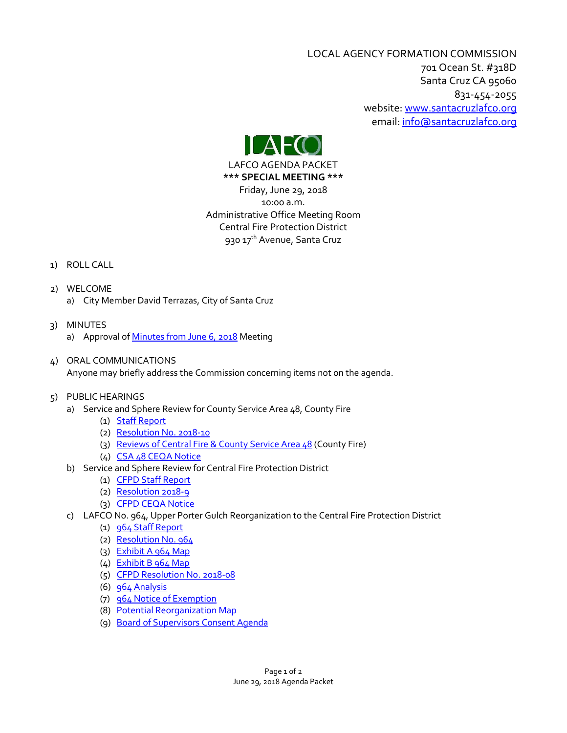LOCAL AGENCY FORMATION COMMISSION
701 Ocean St. #318D
Santa Cruz CA 95060
831-454-2055
website: [www.santacruzlafco.org](http://www.santacruzlafco.org)
email: [info@santacruzlafco.org](mailto:info@santacruzlafco.org)

LAFCO

LAFCO AGENDA PACKET
**\*\*\* SPECIAL MEETING \*\*\***
Friday, June 29, 2018
10:00 a.m.
Administrative Office Meeting Room
Central Fire Protection District
930 17th Avenue, Santa Cruz

1) ROLL CALL

2) WELCOME
   a) City Member David Terrazas, City of Santa Cruz

3) MINUTES
   a) Approval of Minutes from June 6, 2018 Meeting

4) ORAL COMMUNICATIONS
   Anyone may briefly address the Commission concerning items not on the agenda.

5) PUBLIC HEARINGS
   a) Service and Sphere Review for County Service Area 48, County Fire
      (1) Staff Report
      (2) Resolution No. 2018-10
      (3) Reviews of Central Fire & County Service Area 48 (County Fire)
      (4) CSA 48 CEQA Notice
   b) Service and Sphere Review for Central Fire Protection District
      (1) CFPD Staff Report
      (2) Resolution 2018-9
      (3) CFPD CEQA Notice
   c) LAFCO No. 964, Upper Porter Gulch Reorganization to the Central Fire Protection District
      (1) 964 Staff Report
      (2) Resolution No. 964
      (3) Exhibit A 964 Map
      (4) Exhibit B 964 Map
      (5) CFPD Resolution No. 2018-08
      (6) 964 Analysis
      (7) 964 Notice of Exemption
      (8) Potential Reorganization Map
      (9) Board of Supervisors Consent Agenda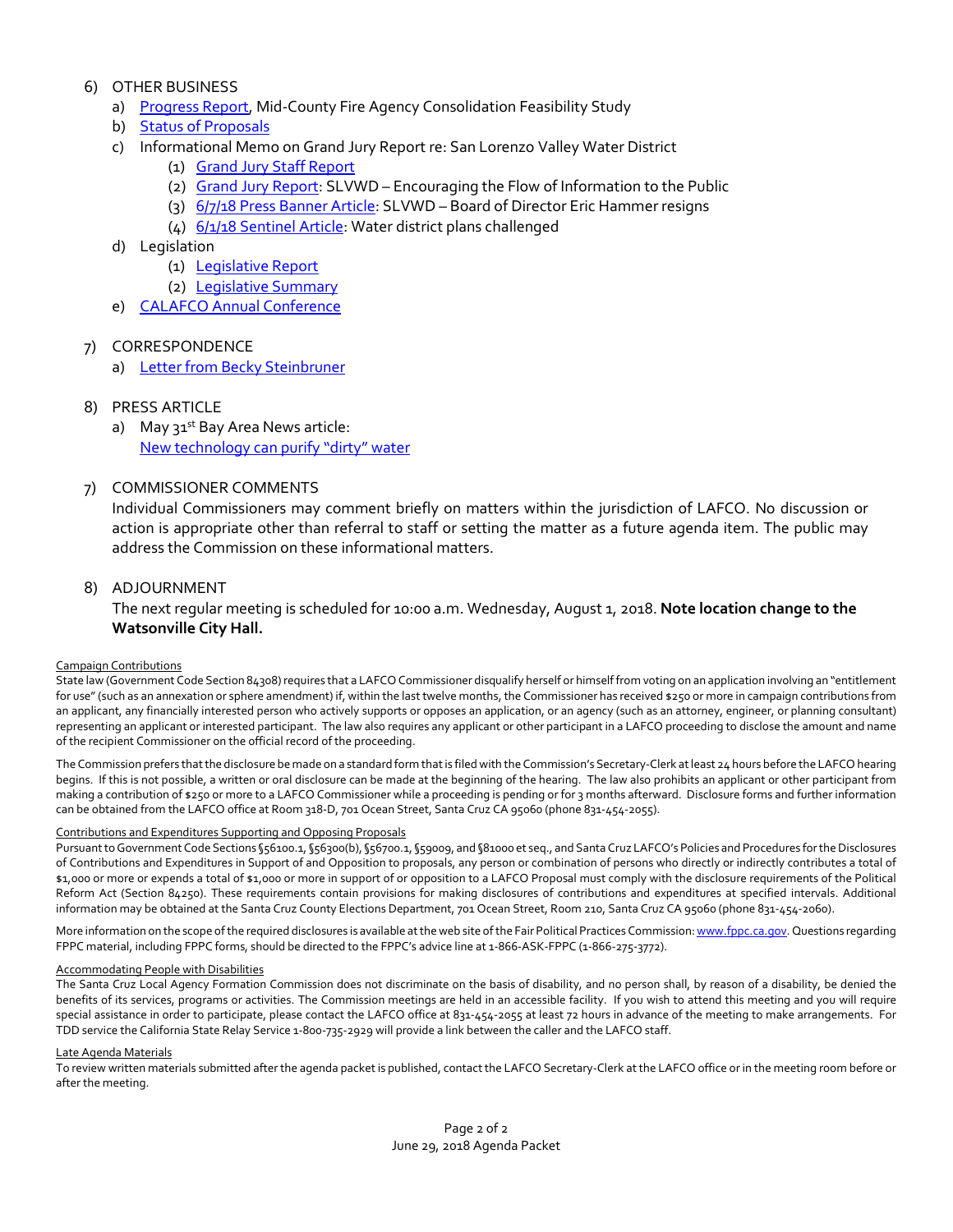6) OTHER BUSINESS
   a) Progress Report, Mid-County Fire Agency Consolidation Feasibility Study
   b) Status of Proposals
   c) Informational Memo on Grand Jury Report re: San Lorenzo Valley Water District
      (1) Grand Jury Staff Report
      (2) Grand Jury Report: SLVWD – Encouraging the Flow of Information to the Public
      (3) 6/7/18 Press Banner Article: SLVWD – Board of Director Eric Hammer resigns
      (4) 6/1/18 Sentinel Article: Water district plans challenged
   d) Legislation
      (1) Legislative Report
      (2) Legislative Summary
   e) CALAFCO Annual Conference

7) CORRESPONDENCE
   a) Letter from Becky Steinbruner

8) PRESS ARTICLE
   a) May 31st Bay Area News article:
      New technology can purify "dirty" water

7) COMMISSIONER COMMENTS

   Individual Commissioners may comment briefly on matters within the jurisdiction of LAFCO. No discussion or action is appropriate other than referral to staff or setting the matter as a future agenda item. The public may address the Commission on these informational matters.

8) ADJOURNMENT

   The next regular meeting is scheduled for 10:00 a.m. Wednesday, August 1, 2018. **Note location change to the Watsonville City Hall.**

Campaign Contributions

State law (Government Code Section 84308) requires that a LAFCO Commissioner disqualify herself or himself from voting on an application involving an "entitlement for use" (such as an annexation or sphere amendment) if, within the last twelve months, the Commissioner has received $250 or more in campaign contributions from an applicant, any financially interested person who actively supports or opposes an application, or an agency (such as an attorney, engineer, or planning consultant) representing an applicant or interested participant. The law also requires any applicant or other participant in a LAFCO proceeding to disclose the amount and name of the recipient Commissioner on the official record of the proceeding.

The Commission prefers that the disclosure be made on a standard form that is filed with the Commission's Secretary-Clerk at least 24 hours before the LAFCO hearing begins. If this is not possible, a written or oral disclosure can be made at the beginning of the hearing. The law also prohibits an applicant or other participant from making a contribution of $250 or more to a LAFCO Commissioner while a proceeding is pending or for 3 months afterward. Disclosure forms and further information can be obtained from the LAFCO office at Room 318-D, 701 Ocean Street, Santa Cruz CA 95060 (phone 831-454-2055).

Contributions and Expenditures Supporting and Opposing Proposals

Pursuant to Government Code Sections §56100.1, §56300(b), §56700.1, §59009, and §81000 et seq., and Santa Cruz LAFCO's Policies and Procedures for the Disclosures of Contributions and Expenditures in Support of and Opposition to proposals, any person or combination of persons who directly or indirectly contributes a total of $1,000 or more or expends a total of $1,000 or more in support of or opposition to a LAFCO Proposal must comply with the disclosure requirements of the Political Reform Act (Section 84250). These requirements contain provisions for making disclosures of contributions and expenditures at specified intervals. Additional information may be obtained at the Santa Cruz County Elections Department, 701 Ocean Street, Room 210, Santa Cruz CA 95060 (phone 831-454-2060).

More information on the scope of the required disclosures is available at the web site of the Fair Political Practices Commission: www.fppc.ca.gov. Questions regarding FPPC material, including FPPC forms, should be directed to the FPPC's advice line at 1-866-ASK-FPPC (1-866-275-3772).

Accommodating People with Disabilities

The Santa Cruz Local Agency Formation Commission does not discriminate on the basis of disability, and no person shall, by reason of a disability, be denied the benefits of its services, programs or activities. The Commission meetings are held in an accessible facility. If you wish to attend this meeting and you will require special assistance in order to participate, please contact the LAFCO office at 831-454-2055 at least 72 hours in advance of the meeting to make arrangements. For TDD service the California State Relay Service 1-800-735-2929 will provide a link between the caller and the LAFCO staff.

Late Agenda Materials

To review written materials submitted after the agenda packet is published, contact the LAFCO Secretary-Clerk at the LAFCO office or in the meeting room before or after the meeting.